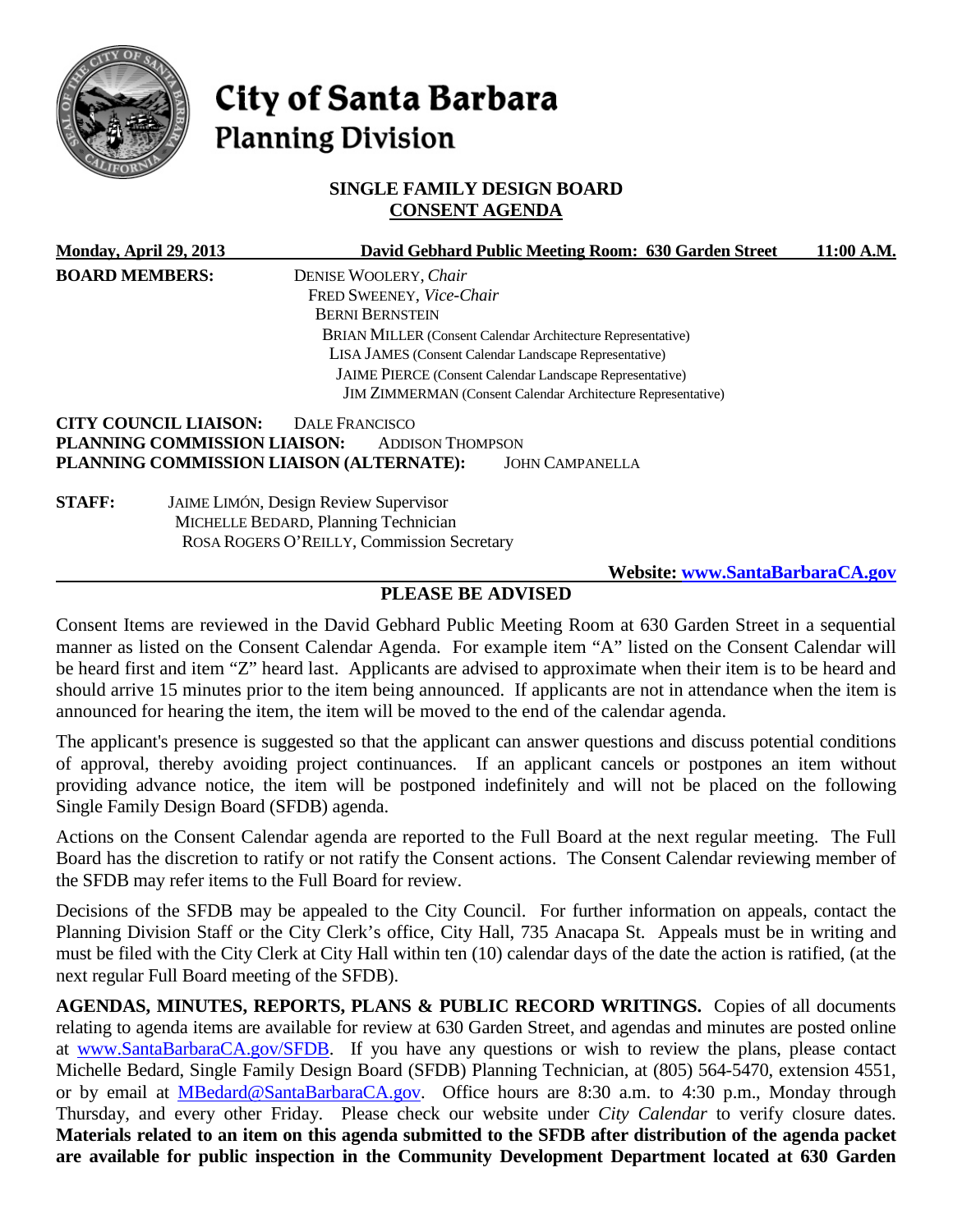# City of Santa Barbara
## Planning Division

**SINGLE FAMILY DESIGN BOARD**
**CONSENT AGENDA**

**Monday, April 29, 2013** &nbsp;&nbsp;&nbsp; **David Gebhard Public Meeting Room: 630 Garden Street** &nbsp;&nbsp;&nbsp; **11:00 A.M.**

**BOARD MEMBERS:**
DENISE WOOLERY, *Chair*
FRED SWEENEY, *Vice-Chair*
BERNI BERNSTEIN
BRIAN MILLER (Consent Calendar Architecture Representative)
LISA JAMES (Consent Calendar Landscape Representative)
JAIME PIERCE (Consent Calendar Landscape Representative)
JIM ZIMMERMAN (Consent Calendar Architecture Representative)

**CITY COUNCIL LIAISON:** DALE FRANCISCO
**PLANNING COMMISSION LIAISON:** ADDISON THOMPSON
**PLANNING COMMISSION LIAISON (ALTERNATE):** JOHN CAMPANELLA

**STAFF:**
JAIME LIMÓN, Design Review Supervisor
MICHELLE BEDARD, Planning Technician
ROSA ROGERS O'REILLY, Commission Secretary

**Website: www.SantaBarbaraCA.gov**

## PLEASE BE ADVISED

Consent Items are reviewed in the David Gebhard Public Meeting Room at 630 Garden Street in a sequential manner as listed on the Consent Calendar Agenda. For example item "A" listed on the Consent Calendar will be heard first and item "Z" heard last. Applicants are advised to approximate when their item is to be heard and should arrive 15 minutes prior to the item being announced. If applicants are not in attendance when the item is announced for hearing the item, the item will be moved to the end of the calendar agenda.

The applicant's presence is suggested so that the applicant can answer questions and discuss potential conditions of approval, thereby avoiding project continuances. If an applicant cancels or postpones an item without providing advance notice, the item will be postponed indefinitely and will not be placed on the following Single Family Design Board (SFDB) agenda.

Actions on the Consent Calendar agenda are reported to the Full Board at the next regular meeting. The Full Board has the discretion to ratify or not ratify the Consent actions. The Consent Calendar reviewing member of the SFDB may refer items to the Full Board for review.

Decisions of the SFDB may be appealed to the City Council. For further information on appeals, contact the Planning Division Staff or the City Clerk's office, City Hall, 735 Anacapa St. Appeals must be in writing and must be filed with the City Clerk at City Hall within ten (10) calendar days of the date the action is ratified, (at the next regular Full Board meeting of the SFDB).

**AGENDAS, MINUTES, REPORTS, PLANS & PUBLIC RECORD WRITINGS.** Copies of all documents relating to agenda items are available for review at 630 Garden Street, and agendas and minutes are posted online at www.SantaBarbaraCA.gov/SFDB. If you have any questions or wish to review the plans, please contact Michelle Bedard, Single Family Design Board (SFDB) Planning Technician, at (805) 564-5470, extension 4551, or by email at MBedard@SantaBarbaraCA.gov. Office hours are 8:30 a.m. to 4:30 p.m., Monday through Thursday, and every other Friday. Please check our website under *City Calendar* to verify closure dates. **Materials related to an item on this agenda submitted to the SFDB after distribution of the agenda packet are available for public inspection in the Community Development Department located at 630 Garden**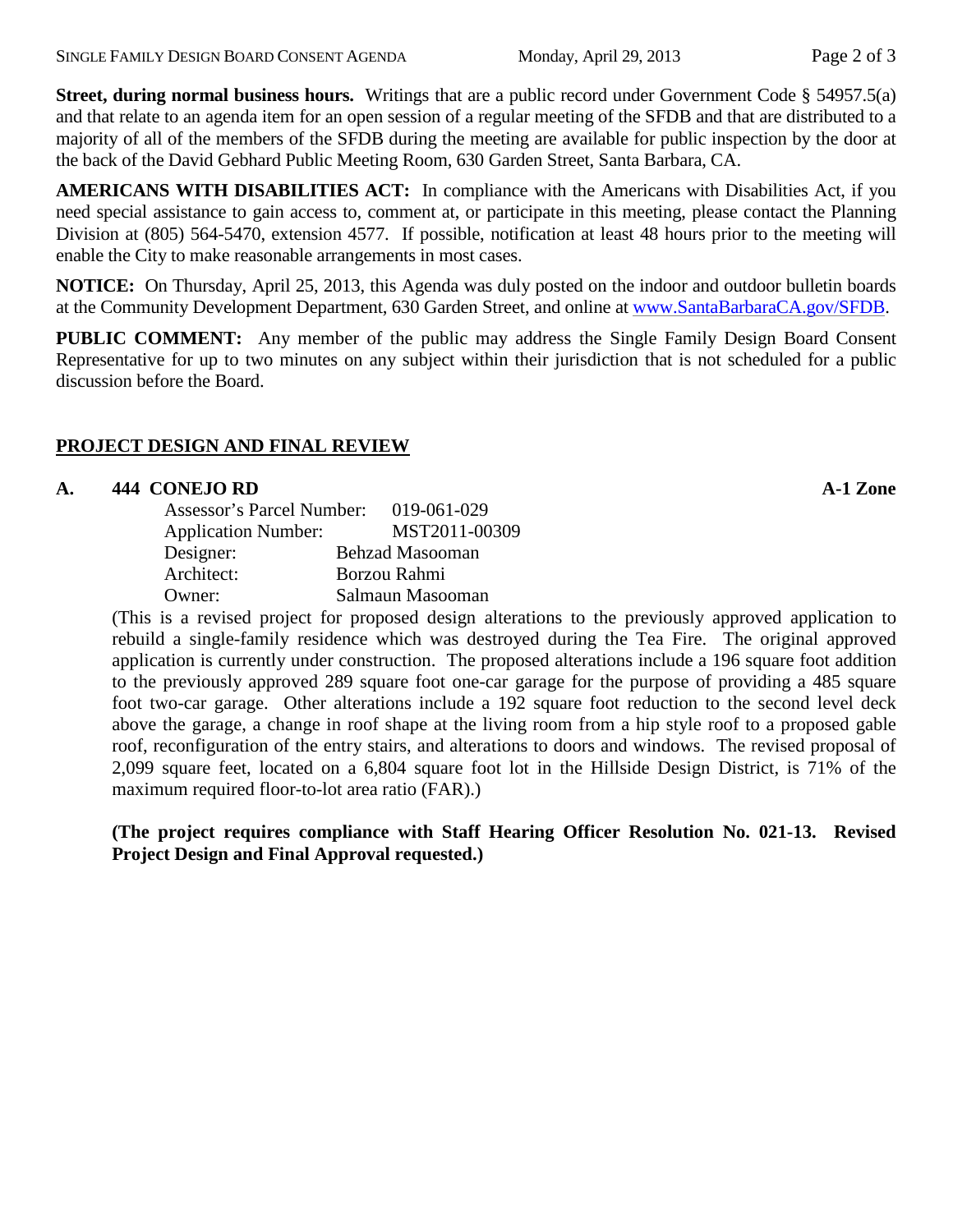**Street, during normal business hours.** Writings that are a public record under Government Code § 54957.5(a) and that relate to an agenda item for an open session of a regular meeting of the SFDB and that are distributed to a majority of all of the members of the SFDB during the meeting are available for public inspection by the door at the back of the David Gebhard Public Meeting Room, 630 Garden Street, Santa Barbara, CA.

**AMERICANS WITH DISABILITIES ACT:** In compliance with the Americans with Disabilities Act, if you need special assistance to gain access to, comment at, or participate in this meeting, please contact the Planning Division at (805) 564-5470, extension 4577. If possible, notification at least 48 hours prior to the meeting will enable the City to make reasonable arrangements in most cases.

**NOTICE:** On Thursday, April 25, 2013, this Agenda was duly posted on the indoor and outdoor bulletin boards at the Community Development Department, 630 Garden Street, and online at www.SantaBarbaraCA.gov/SFDB.

**PUBLIC COMMENT:** Any member of the public may address the Single Family Design Board Consent Representative for up to two minutes on any subject within their jurisdiction that is not scheduled for a public discussion before the Board.

## PROJECT DESIGN AND FINAL REVIEW

**A. 444 CONEJO RD** **A-1 Zone**

Assessor's Parcel Number: 019-061-029
Application Number: MST2011-00309
Designer: Behzad Masooman
Architect: Borzou Rahmi
Owner: Salmaun Masooman

(This is a revised project for proposed design alterations to the previously approved application to rebuild a single-family residence which was destroyed during the Tea Fire. The original approved application is currently under construction. The proposed alterations include a 196 square foot addition to the previously approved 289 square foot one-car garage for the purpose of providing a 485 square foot two-car garage. Other alterations include a 192 square foot reduction to the second level deck above the garage, a change in roof shape at the living room from a hip style roof to a proposed gable roof, reconfiguration of the entry stairs, and alterations to doors and windows. The revised proposal of 2,099 square feet, located on a 6,804 square foot lot in the Hillside Design District, is 71% of the maximum required floor-to-lot area ratio (FAR).)

**(The project requires compliance with Staff Hearing Officer Resolution No. 021-13. Revised Project Design and Final Approval requested.)**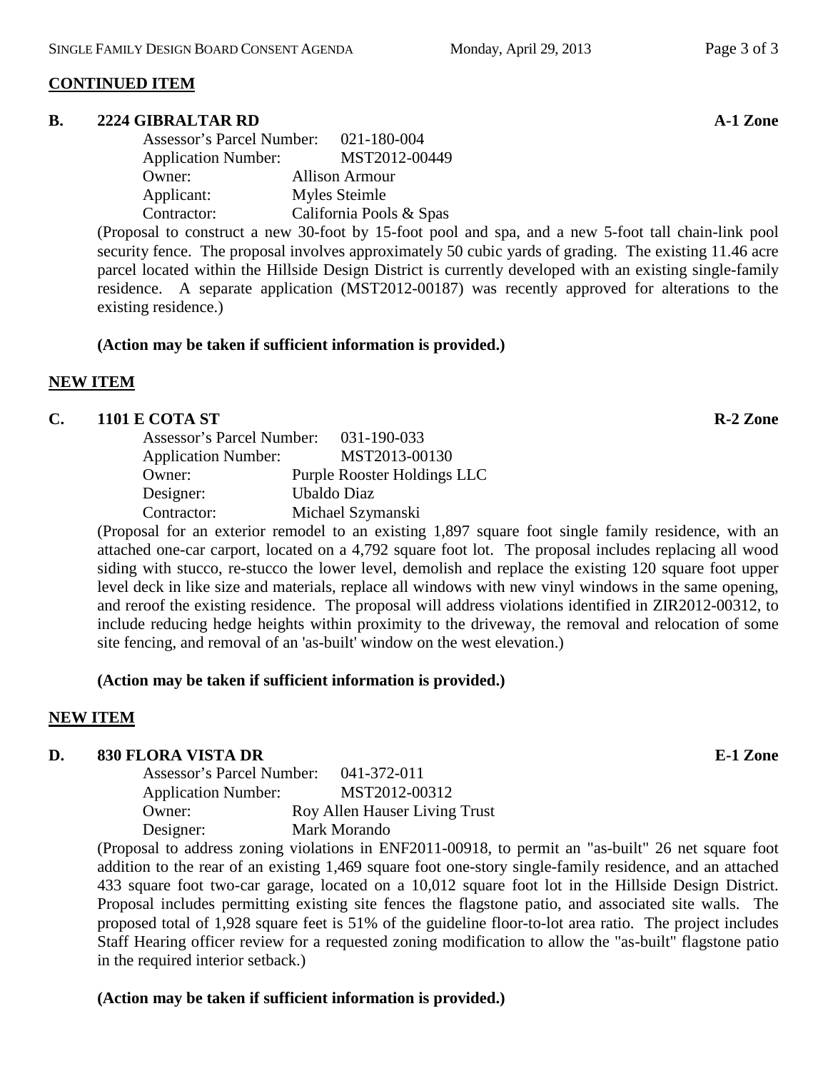**CONTINUED ITEM**

**B. 2224 GIBRALTAR RD A-1 Zone**

Assessor's Parcel Number: 021-180-004
Application Number: MST2012-00449
Owner: Allison Armour
Applicant: Myles Steimle
Contractor: California Pools & Spas

(Proposal to construct a new 30-foot by 15-foot pool and spa, and a new 5-foot tall chain-link pool security fence. The proposal involves approximately 50 cubic yards of grading. The existing 11.46 acre parcel located within the Hillside Design District is currently developed with an existing single-family residence. A separate application (MST2012-00187) was recently approved for alterations to the existing residence.)

**(Action may be taken if sufficient information is provided.)**

**NEW ITEM**

**C. 1101 E COTA ST R-2 Zone**

Assessor's Parcel Number: 031-190-033
Application Number: MST2013-00130
Owner: Purple Rooster Holdings LLC
Designer: Ubaldo Diaz
Contractor: Michael Szymanski

(Proposal for an exterior remodel to an existing 1,897 square foot single family residence, with an attached one-car carport, located on a 4,792 square foot lot. The proposal includes replacing all wood siding with stucco, re-stucco the lower level, demolish and replace the existing 120 square foot upper level deck in like size and materials, replace all windows with new vinyl windows in the same opening, and reroof the existing residence. The proposal will address violations identified in ZIR2012-00312, to include reducing hedge heights within proximity to the driveway, the removal and relocation of some site fencing, and removal of an 'as-built' window on the west elevation.)

**(Action may be taken if sufficient information is provided.)**

**NEW ITEM**

**D. 830 FLORA VISTA DR E-1 Zone**

Assessor's Parcel Number: 041-372-011
Application Number: MST2012-00312
Owner: Roy Allen Hauser Living Trust
Designer: Mark Morando

(Proposal to address zoning violations in ENF2011-00918, to permit an "as-built" 26 net square foot addition to the rear of an existing 1,469 square foot one-story single-family residence, and an attached 433 square foot two-car garage, located on a 10,012 square foot lot in the Hillside Design District. Proposal includes permitting existing site fences the flagstone patio, and associated site walls. The proposed total of 1,928 square feet is 51% of the guideline floor-to-lot area ratio. The project includes Staff Hearing officer review for a requested zoning modification to allow the "as-built" flagstone patio in the required interior setback.)

**(Action may be taken if sufficient information is provided.)**